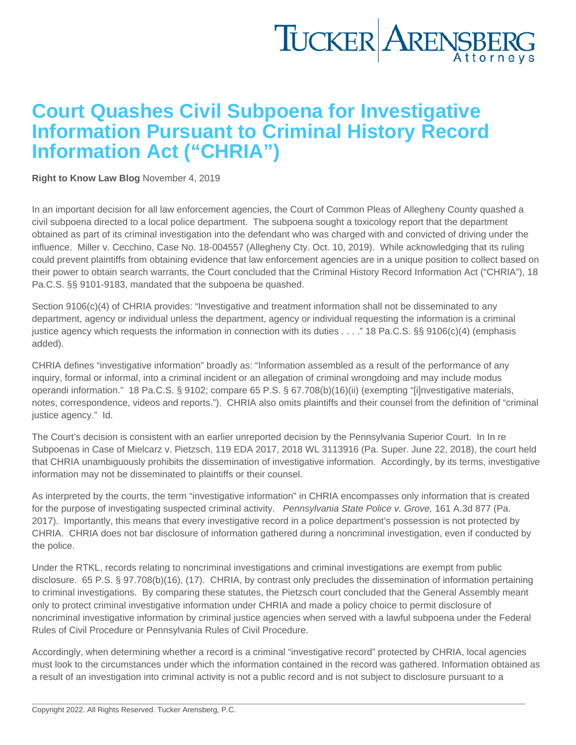# Court Quashes Civil Subpoena for Investigative Information Pursuant to Criminal History Record Information Act ("CHRIA")

**Right to Know Law Blog** November 4, 2019

In an important decision for all law enforcement agencies, the Court of Common Pleas of Allegheny County quashed a civil subpoena directed to a local police department. The subpoena sought a toxicology report that the department obtained as part of its criminal investigation into the defendant who was charged with and convicted of driving under the influence. Miller v. Cecchino, Case No. 18-004557 (Allegheny Cty. Oct. 10, 2019). While acknowledging that its ruling could prevent plaintiffs from obtaining evidence that law enforcement agencies are in a unique position to collect based on their power to obtain search warrants, the Court concluded that the Criminal History Record Information Act ("CHRIA"), 18 Pa.C.S. §§ 9101-9183, mandated that the subpoena be quashed.

Section 9106(c)(4) of CHRIA provides: "Investigative and treatment information shall not be disseminated to any department, agency or individual unless the department, agency or individual requesting the information is a criminal justice agency which requests the information in connection with its duties . . . ." 18 Pa.C.S. §§ 9106(c)(4) (emphasis added).

CHRIA defines "investigative information" broadly as: "Information assembled as a result of the performance of any inquiry, formal or informal, into a criminal incident or an allegation of criminal wrongdoing and may include modus operandi information." 18 Pa.C.S. § 9102; compare 65 P.S. § 67.708(b)(16)(ii) (exempting "[i]nvestigative materials, notes, correspondence, videos and reports."). CHRIA also omits plaintiffs and their counsel from the definition of "criminal justice agency." Id.

The Court's decision is consistent with an earlier unreported decision by the Pennsylvania Superior Court. In In re Subpoenas in Case of Mielcarz v. Pietzsch, 119 EDA 2017, 2018 WL 3113916 (Pa. Super. June 22, 2018), the court held that CHRIA unambiguously prohibits the dissemination of investigative information. Accordingly, by its terms, investigative information may not be disseminated to plaintiffs or their counsel.

As interpreted by the courts, the term "investigative information" in CHRIA encompasses only information that is created for the purpose of investigating suspected criminal activity. *Pennsylvania State Police v. Grove,* 161 A.3d 877 (Pa. 2017). Importantly, this means that every investigative record in a police department's possession is not protected by CHRIA. CHRIA does not bar disclosure of information gathered during a noncriminal investigation, even if conducted by the police.

Under the RTKL, records relating to noncriminal investigations and criminal investigations are exempt from public disclosure. 65 P.S. § 97.708(b)(16), (17). CHRIA, by contrast only precludes the dissemination of information pertaining to criminal investigations. By comparing these statutes, the Pietzsch court concluded that the General Assembly meant only to protect criminal investigative information under CHRIA and made a policy choice to permit disclosure of noncriminal investigative information by criminal justice agencies when served with a lawful subpoena under the Federal Rules of Civil Procedure or Pennsylvania Rules of Civil Procedure.

Accordingly, when determining whether a record is a criminal "investigative record" protected by CHRIA, local agencies must look to the circumstances under which the information contained in the record was gathered. Information obtained as a result of an investigation into criminal activity is not a public record and is not subject to disclosure pursuant to a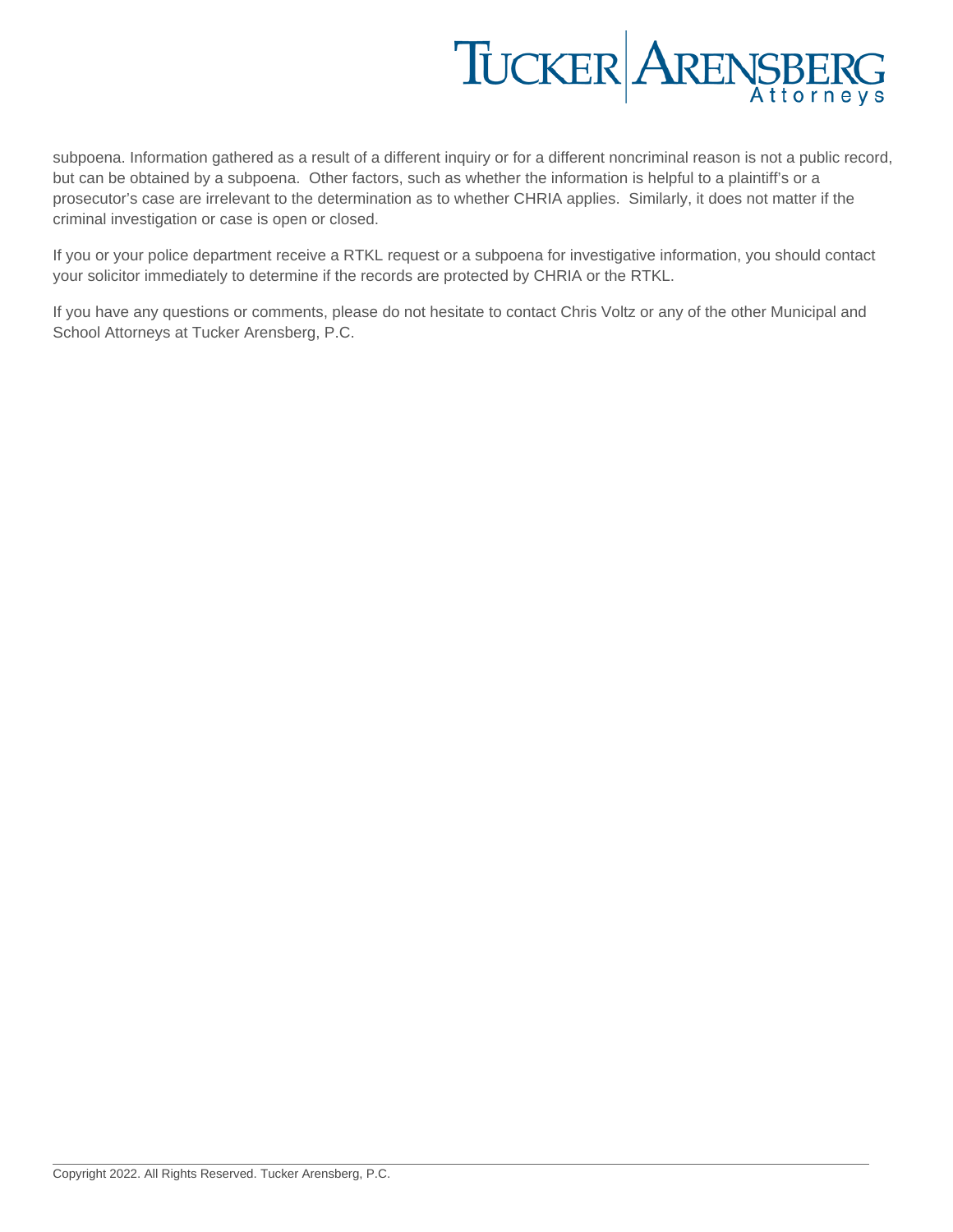subpoena. Information gathered as a result of a different inquiry or for a different noncriminal reason is not a public record, but can be obtained by a subpoena. Other factors, such as whether the information is helpful to a plaintiff's or a prosecutor's case are irrelevant to the determination as to whether CHRIA applies. Similarly, it does not matter if the criminal investigation or case is open or closed.

If you or your police department receive a RTKL request or a subpoena for investigative information, you should contact your solicitor immediately to determine if the records are protected by CHRIA or the RTKL.

If you have any questions or comments, please do not hesitate to contact Chris Voltz or any of the other Municipal and School Attorneys at Tucker Arensberg, P.C.